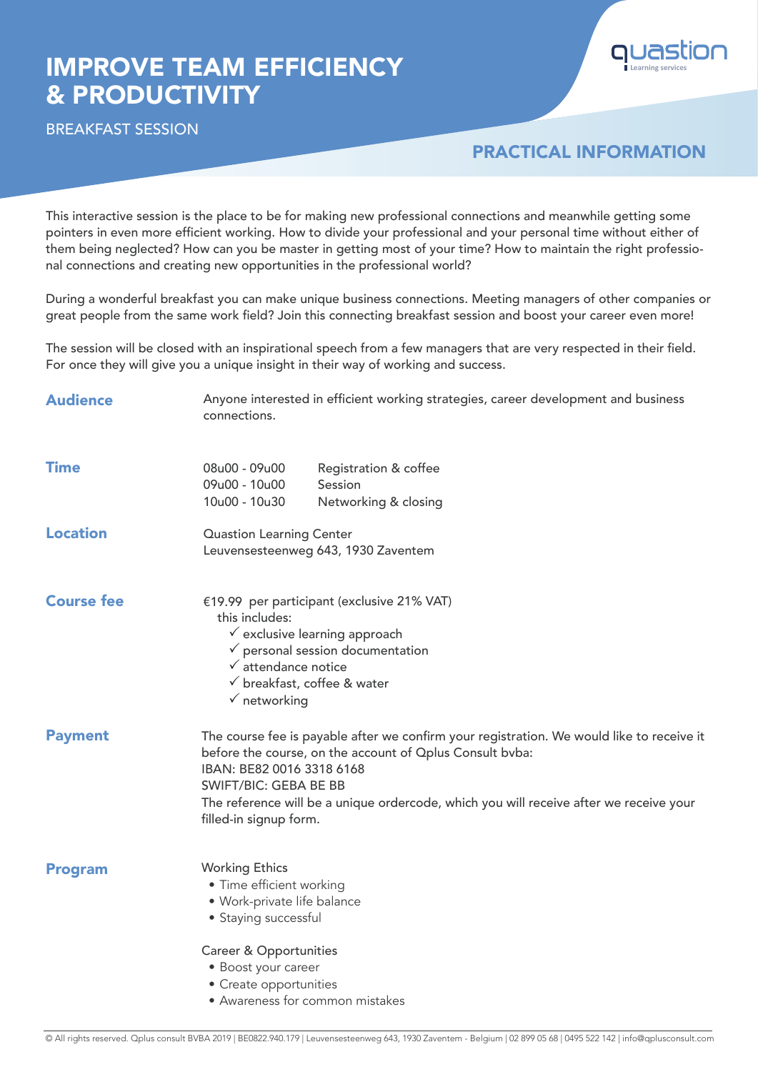# IMPROVE TEAM EFFICIENCY & PRODUCTIVITY

BREAKFAST SESSION

quastion
Learning services

## PRACTICAL INFORMATION

This interactive session is the place to be for making new professional connections and meanwhile getting some pointers in even more efficient working. How to divide your professional and your personal time without either of them being neglected? How can you be master in getting most of your time? How to maintain the right professional connections and creating new opportunities in the professional world?

During a wonderful breakfast you can make unique business connections. Meeting managers of other companies or great people from the same work field? Join this connecting breakfast session and boost your career even more!

The session will be closed with an inspirational speech from a few managers that are very respected in their field. For once they will give you a unique insight in their way of working and success.

### Audience

Anyone interested in efficient working strategies, career development and business connections.

### Time

| | |
|---|---|
| 08u00 - 09u00 | Registration & coffee |
| 09u00 - 10u00 | Session |
| 10u00 - 10u30 | Networking & closing |

### Location

Quastion Learning Center
Leuvensesteenweg 643, 1930 Zaventem

### Course fee

€19.99 per participant (exclusive 21% VAT)
this includes:
- ✓ exclusive learning approach
- ✓ personal session documentation
- ✓ attendance notice
- ✓ breakfast, coffee & water
- ✓ networking

### Payment

The course fee is payable after we confirm your registration. We would like to receive it before the course, on the account of Qplus Consult bvba:
IBAN: BE82 0016 3318 6168
SWIFT/BIC: GEBA BE BB
The reference will be a unique ordercode, which you will receive after we receive your filled-in signup form.

### Program

Working Ethics
- Time efficient working
- Work-private life balance
- Staying successful

Career & Opportunities
- Boost your career
- Create opportunities
- Awareness for common mistakes

© All rights reserved. Qplus consult BVBA 2019 | BE0822.940.179 | Leuvensesteenweg 643, 1930 Zaventem - Belgium | 02 899 05 68 | 0495 522 142 | info@qplusconsult.com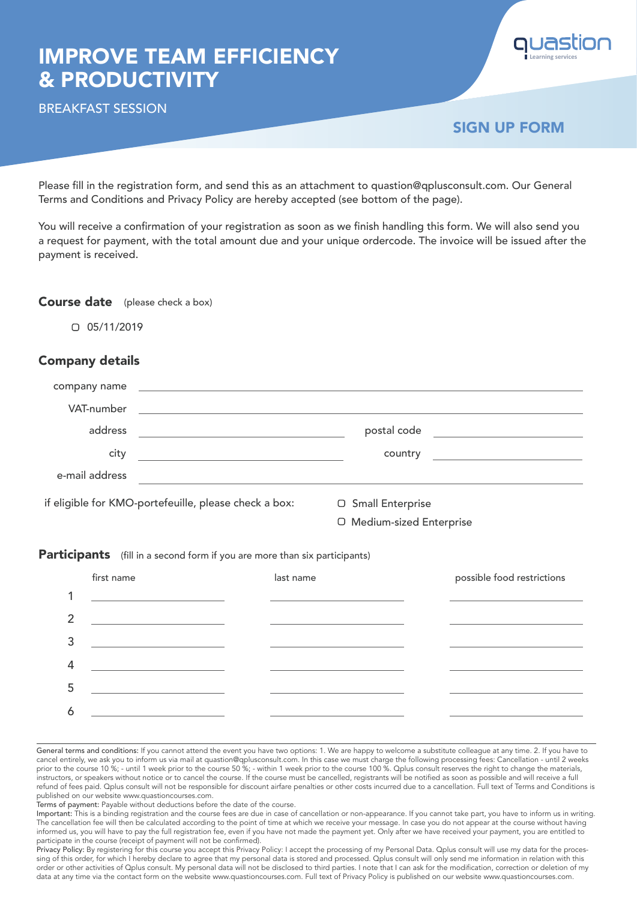# IMPROVE TEAM EFFICIENCY & PRODUCTIVITY

BREAKFAST SESSION

quastion
Learning services

## SIGN UP FORM

Please fill in the registration form, and send this as an attachment to quastion@qplusconsult.com. Our General Terms and Conditions and Privacy Policy are hereby accepted (see bottom of the page).

You will receive a confirmation of your registration as soon as we finish handling this form. We will also send you a request for payment, with the total amount due and your unique ordercode. The invoice will be issued after the payment is received.

### Course date (please check a box)

- ▢ 05/11/2019

### Company details

company name ______________________________

VAT-number ______________________________

address ______________________________ postal code ______________________________

city ______________________________ country ______________________________

e-mail address ______________________________

if eligible for KMO-portefeuille, please check a box:

- ▢ Small Enterprise
- ▢ Medium-sized Enterprise

### Participants (fill in a second form if you are more than six participants)

| | first name | last name | possible food restrictions |
|---|---|---|---|
| 1 | | | |
| 2 | | | |
| 3 | | | |
| 4 | | | |
| 5 | | | |
| 6 | | | |

General terms and conditions: If you cannot attend the event you have two options: 1. We are happy to welcome a substitute colleague at any time. 2. If you have to cancel entirely, we ask you to inform us via mail at quastion@qplusconsult.com. In this case we must charge the following processing fees: Cancellation - until 2 weeks prior to the course 10 %; - until 1 week prior to the course 50 %; - within 1 week prior to the course 100 %. Qplus consult reserves the right to change the materials, instructors, or speakers without notice or to cancel the course. If the course must be cancelled, registrants will be notified as soon as possible and will receive a full refund of fees paid. Qplus consult will not be responsible for discount airfare penalties or other costs incurred due to a cancellation. Full text of Terms and Conditions is published on our website www.quastioncourses.com.

Terms of payment: Payable without deductions before the date of the course.

Important: This is a binding registration and the course fees are due in case of cancellation or non-appearance. If you cannot take part, you have to inform us in writing. The cancellation fee will then be calculated according to the point of time at which we receive your message. In case you do not appear at the course without having informed us, you will have to pay the full registration fee, even if you have not made the payment yet. Only after we have received your payment, you are entitled to participate in the course (receipt of payment will not be confirmed).

Privacy Policy: By registering for this course you accept this Privacy Policy: I accept the processing of my Personal Data. Qplus consult will use my data for the processing of this order, for which I hereby declare to agree that my personal data is stored and processed. Qplus consult will only send me information in relation with this order or other activities of Qplus consult. My personal data will not be disclosed to third parties. I note that I can ask for the modification, correction or deletion of my data at any time via the contact form on the website www.quastioncourses.com. Full text of Privacy Policy is published on our website www.quastioncourses.com.